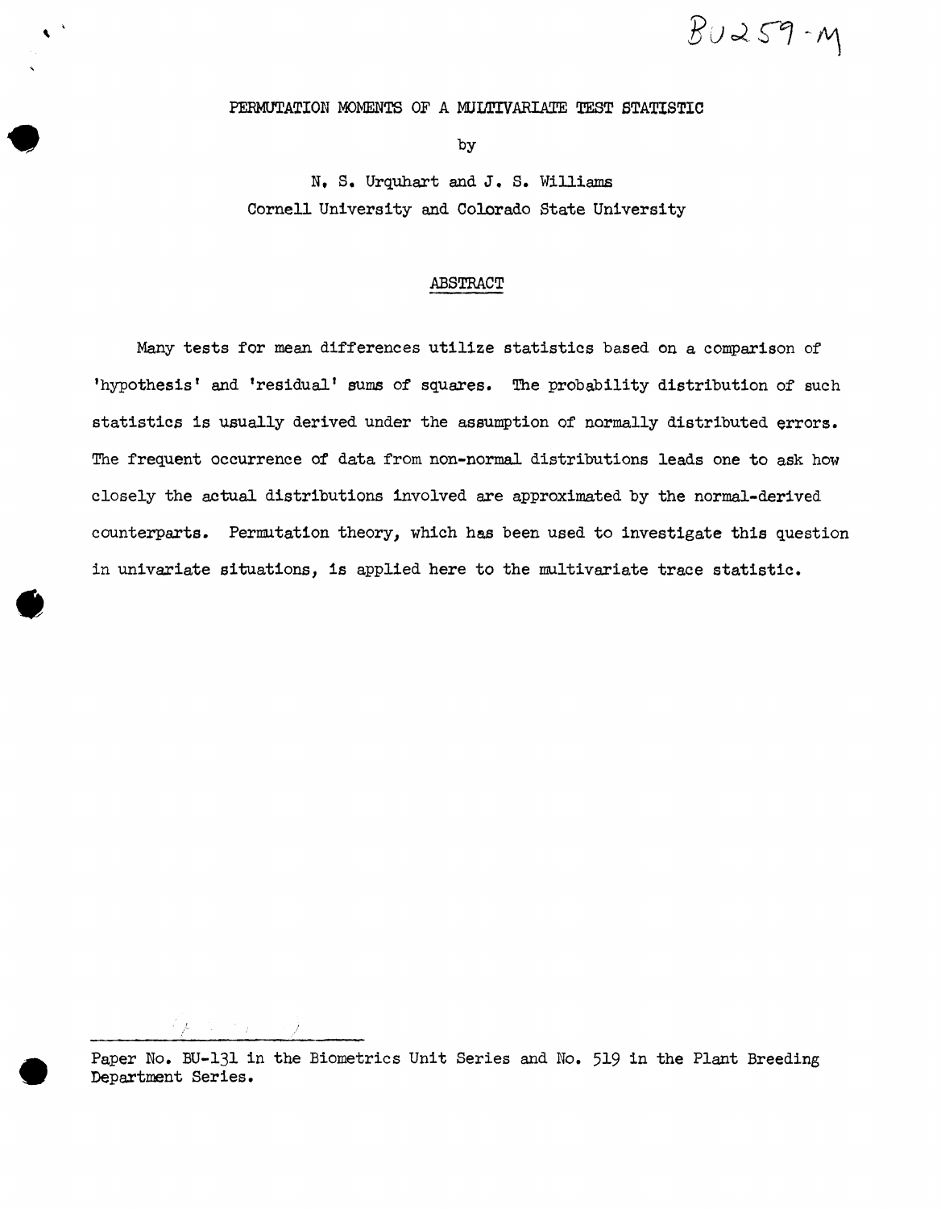BU259-M

# PERMUTATION MOMENTS OF A MULTIVARIATE TEST STATISTIC

by

N. S. Urquhart and J. S. Williams
Cornell University and Colorado State University

## ABSTRACT

Many tests for mean differences utilize statistics based on a comparison of 'hypothesis' and 'residual' sums of squares. The probability distribution of such statistics is usually derived under the assumption of normally distributed errors. The frequent occurrence of data from non-normal distributions leads one to ask how closely the actual distributions involved are approximated by the normal-derived counterparts. Permutation theory, which has been used to investigate this question in univariate situations, is applied here to the multivariate trace statistic.

---

Paper No. BU-131 in the Biometrics Unit Series and No. 519 in the Plant Breeding Department Series.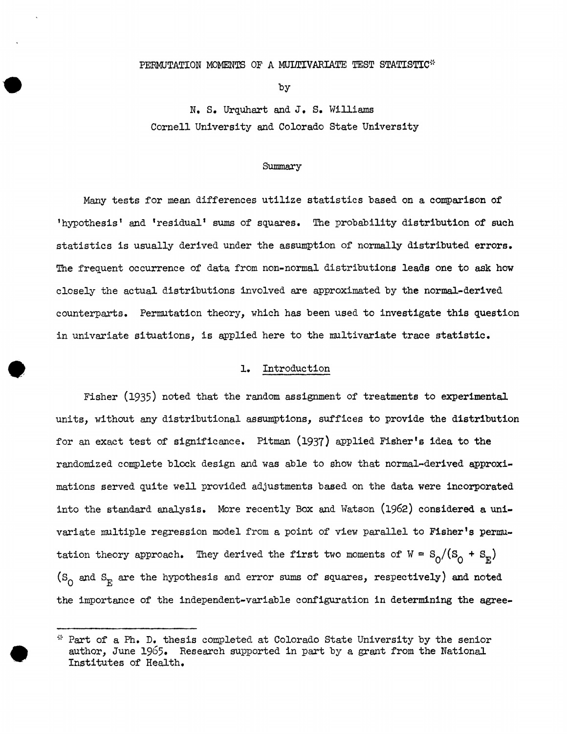# PERMUTATION MOMENTS OF A MULTIVARIATE TEST STATISTIC*

by

N. S. Urquhart and J. S. Williams
Cornell University and Colorado State University

## Summary

Many tests for mean differences utilize statistics based on a comparison of 'hypothesis' and 'residual' sums of squares. The probability distribution of such statistics is usually derived under the assumption of normally distributed errors. The frequent occurrence of data from non-normal distributions leads one to ask how closely the actual distributions involved are approximated by the normal-derived counterparts. Permutation theory, which has been used to investigate this question in univariate situations, is applied here to the multivariate trace statistic.

## 1. Introduction

Fisher (1935) noted that the random assignment of treatments to experimental units, without any distributional assumptions, suffices to provide the distribution for an exact test of significance. Pitman (1937) applied Fisher's idea to the randomized complete block design and was able to show that normal-derived approximations served quite well provided adjustments based on the data were incorporated into the standard analysis. More recently Box and Watson (1962) considered a univariate multiple regression model from a point of view parallel to Fisher's permutation theory approach. They derived the first two moments of $W = S_0/(S_0 + S_E)$ ($S_0$ and $S_E$ are the hypothesis and error sums of squares, respectively) and noted the importance of the independent-variable configuration in determining the agree-

---

* Part of a Ph. D. thesis completed at Colorado State University by the senior author, June 1965. Research supported in part by a grant from the National Institutes of Health.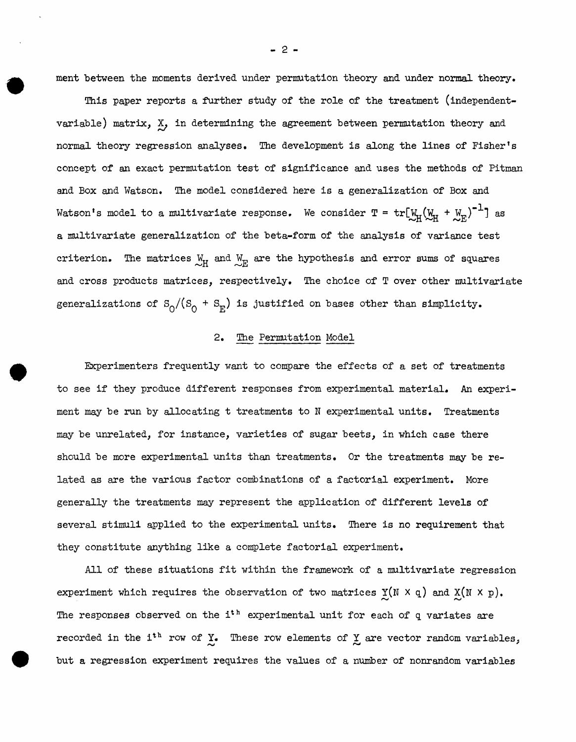ment between the moments derived under permutation theory and under normal theory.

This paper reports a further study of the role of the treatment (independent-variable) matrix, $\underset{\sim}{X}$, in determining the agreement between permutation theory and normal theory regression analyses. The development is along the lines of Fisher's concept of an exact permutation test of significance and uses the methods of Pitman and Box and Watson. The model considered here is a generalization of Box and Watson's model to a multivariate response. We consider $T = \text{tr}[\underset{\sim}{W}_H(\underset{\sim}{W}_H + \underset{\sim}{W}_E)^{-1}]$ as a multivariate generalization of the beta-form of the analysis of variance test criterion. The matrices $\underset{\sim}{W}_H$ and $\underset{\sim}{W}_E$ are the hypothesis and error sums of squares and cross products matrices, respectively. The choice of T over other multivariate generalizations of $S_0/(S_0 + S_E)$ is justified on bases other than simplicity.

## 2. The Permutation Model

Experimenters frequently want to compare the effects of a set of treatments to see if they produce different responses from experimental material. An experiment may be run by allocating t treatments to N experimental units. Treatments may be unrelated, for instance, varieties of sugar beets, in which case there should be more experimental units than treatments. Or the treatments may be related as are the various factor combinations of a factorial experiment. More generally the treatments may represent the application of different levels of several stimuli applied to the experimental units. There is no requirement that they constitute anything like a complete factorial experiment.

All of these situations fit within the framework of a multivariate regression experiment which requires the observation of two matrices $\underset{\sim}{Y}(N \times q)$ and $\underset{\sim}{X}(N \times p)$. The responses observed on the $i^{th}$ experimental unit for each of q variates are recorded in the $i^{th}$ row of $\underset{\sim}{Y}$. These row elements of $\underset{\sim}{Y}$ are vector random variables, but a regression experiment requires the values of a number of nonrandom variables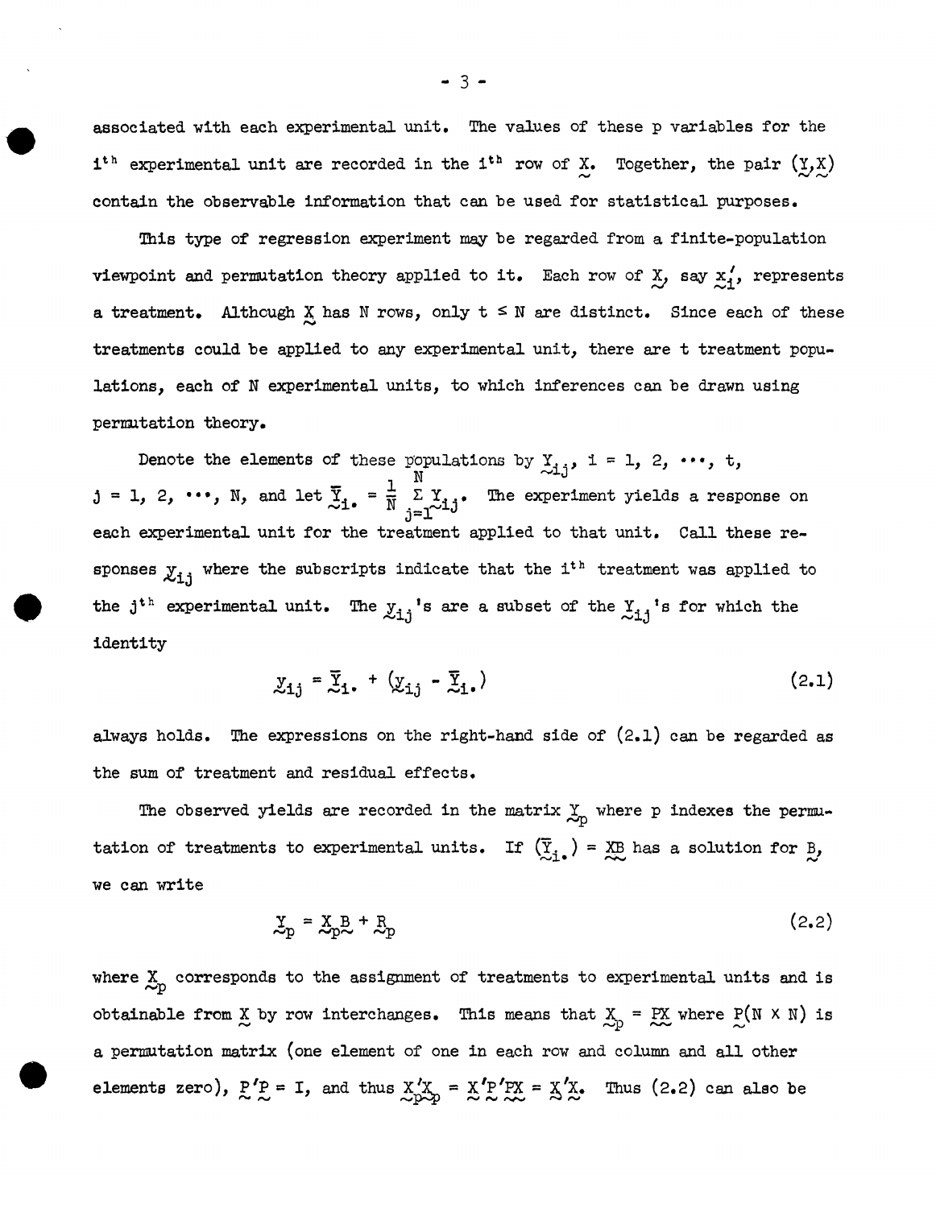associated with each experimental unit. The values of these p variables for the $i^{th}$ experimental unit are recorded in the $i^{th}$ row of $\underset{\sim}{X}$. Together, the pair $(\underset{\sim}{Y},\underset{\sim}{X})$ contain the observable information that can be used for statistical purposes.

This type of regression experiment may be regarded from a finite-population viewpoint and permutation theory applied to it. Each row of $\underset{\sim}{X}$, say $\underset{\sim}{x}_i'$, represents a treatment. Although $\underset{\sim}{X}$ has N rows, only $t \leq N$ are distinct. Since each of these treatments could be applied to any experimental unit, there are t treatment populations, each of N experimental units, to which inferences can be drawn using permutation theory.

Denote the elements of these populations by $\underset{\sim}{Y}_{ij}$, $i = 1, 2, \cdots, t$, $j = 1, 2, \cdots, N$, and let $\overline{\underset{\sim}{Y}}_{i.} = \frac{1}{N} \sum_{j=1}^{N} \underset{\sim}{Y}_{ij}$. The experiment yields a response on each experimental unit for the treatment applied to that unit. Call these responses $\underset{\sim}{y}_{ij}$ where the subscripts indicate that the $i^{th}$ treatment was applied to the $j^{th}$ experimental unit. The $\underset{\sim}{y}_{ij}$'s are a subset of the $\underset{\sim}{Y}_{ij}$'s for which the identity

$$\underset{\sim}{y}_{ij} = \overline{\underset{\sim}{Y}}_{i.} + (\underset{\sim}{y}_{ij} - \overline{\underset{\sim}{Y}}_{i.}) \tag{2.1}$$

always holds. The expressions on the right-hand side of (2.1) can be regarded as the sum of treatment and residual effects.

The observed yields are recorded in the matrix $\underset{\sim}{Y}_p$ where p indexes the permutation of treatments to experimental units. If $(\overline{\underset{\sim}{Y}}_{i.}) = \underset{\sim}{X}\underset{\sim}{B}$ has a solution for $\underset{\sim}{B}$, we can write

$$\underset{\sim}{Y}_p = \underset{\sim}{X}_p \underset{\sim}{B} + \underset{\sim}{R}_p \tag{2.2}$$

where $\underset{\sim}{X}_p$ corresponds to the assignment of treatments to experimental units and is obtainable from $\underset{\sim}{X}$ by row interchanges. This means that $\underset{\sim}{X}_p = \underset{\sim}{P}\underset{\sim}{X}$ where $\underset{\sim}{P}(N \times N)$ is a permutation matrix (one element of one in each row and column and all other elements zero), $\underset{\sim}{P}'\underset{\sim}{P} = I$, and thus $\underset{\sim}{X}_p'\underset{\sim}{X}_p = \underset{\sim}{X}'\underset{\sim}{P}'\underset{\sim}{P}\underset{\sim}{X} = \underset{\sim}{X}'\underset{\sim}{X}$. Thus (2.2) can also be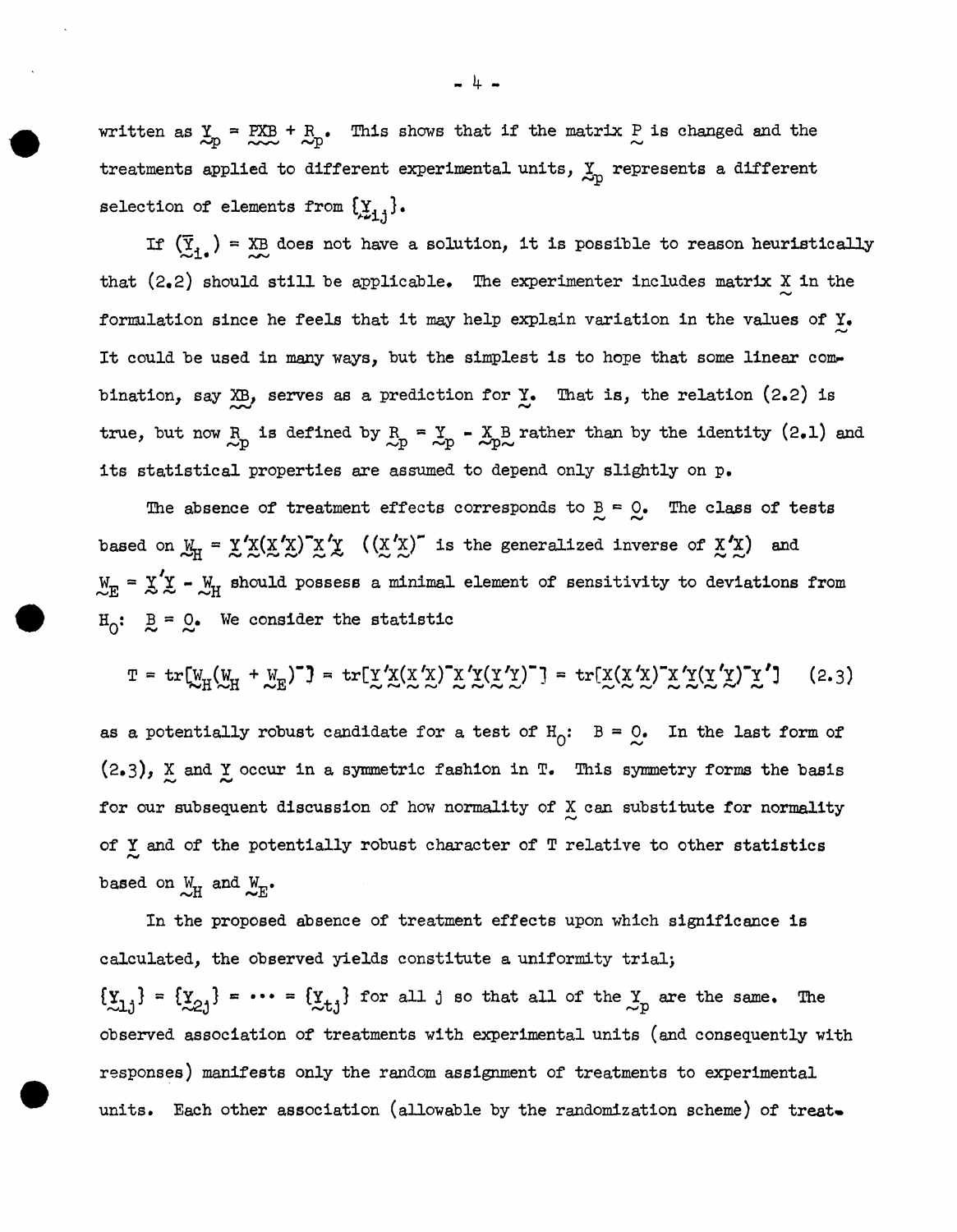written as $\underset{\sim}{Y}_p = \underset{\sim}{PXB} + \underset{\sim}{R}_p$. This shows that if the matrix $\underset{\sim}{P}$ is changed and the treatments applied to different experimental units, $\underset{\sim}{Y}_p$ represents a different selection of elements from $\{\underset{\sim}{Y}_{ij}\}$.

If $(\overline{\underset{\sim}{Y}}_{i.}) = \underset{\sim}{XB}$ does not have a solution, it is possible to reason heuristically that (2.2) should still be applicable. The experimenter includes matrix $\underset{\sim}{X}$ in the formulation since he feels that it may help explain variation in the values of $\underset{\sim}{Y}$. It could be used in many ways, but the simplest is to hope that some linear combination, say $\underset{\sim}{XB}$, serves as a prediction for $\underset{\sim}{Y}$. That is, the relation (2.2) is true, but now $\underset{\sim}{R}_p$ is defined by $\underset{\sim}{R}_p = \underset{\sim}{Y}_p - \underset{\sim}{X}_p\underset{\sim}{B}$ rather than by the identity (2.1) and its statistical properties are assumed to depend only slightly on p.

The absence of treatment effects corresponds to $\underset{\sim}{B} = \underset{\sim}{O}$. The class of tests based on $\underset{\sim}{W}_H = \underset{\sim}{Y}'\underset{\sim}{X}(\underset{\sim}{X}'\underset{\sim}{X})^{-}\underset{\sim}{X}'\underset{\sim}{Y}$ ($(\underset{\sim}{X}'\underset{\sim}{X})^{-}$ is the generalized inverse of $\underset{\sim}{X}'\underset{\sim}{X}$) and $\underset{\sim}{W}_E = \underset{\sim}{Y}'\underset{\sim}{Y} - \underset{\sim}{W}_H$ should possess a minimal element of sensitivity to deviations from $H_0$: $\underset{\sim}{B} = \underset{\sim}{O}$. We consider the statistic

$$T = \mathrm{tr}[\underset{\sim}{W}_H(\underset{\sim}{W}_H + \underset{\sim}{W}_E)^{-}] = \mathrm{tr}[\underset{\sim}{Y}'\underset{\sim}{X}(\underset{\sim}{X}'\underset{\sim}{X})^{-}\underset{\sim}{X}'\underset{\sim}{Y}(\underset{\sim}{Y}'\underset{\sim}{Y})^{-}] = \mathrm{tr}[\underset{\sim}{X}(\underset{\sim}{X}'\underset{\sim}{X})^{-}\underset{\sim}{X}'\underset{\sim}{Y}(\underset{\sim}{Y}'\underset{\sim}{Y})^{-}\underset{\sim}{Y}'] \tag{2.3}$$

as a potentially robust candidate for a test of $H_0$: $B = \underset{\sim}{O}$. In the last form of (2.3), $\underset{\sim}{X}$ and $\underset{\sim}{Y}$ occur in a symmetric fashion in T. This symmetry forms the basis for our subsequent discussion of how normality of $\underset{\sim}{X}$ can substitute for normality of $\underset{\sim}{Y}$ and of the potentially robust character of T relative to other statistics based on $\underset{\sim}{W}_H$ and $\underset{\sim}{W}_E$.

In the proposed absence of treatment effects upon which significance is calculated, the observed yields constitute a uniformity trial; $\{\underset{\sim}{Y}_{1j}\} = \{\underset{\sim}{Y}_{2j}\} = \cdots = \{\underset{\sim}{Y}_{tj}\}$ for all j so that all of the $\underset{\sim}{Y}_p$ are the same. The observed association of treatments with experimental units (and consequently with responses) manifests only the random assignment of treatments to experimental units. Each other association (allowable by the randomization scheme) of treat-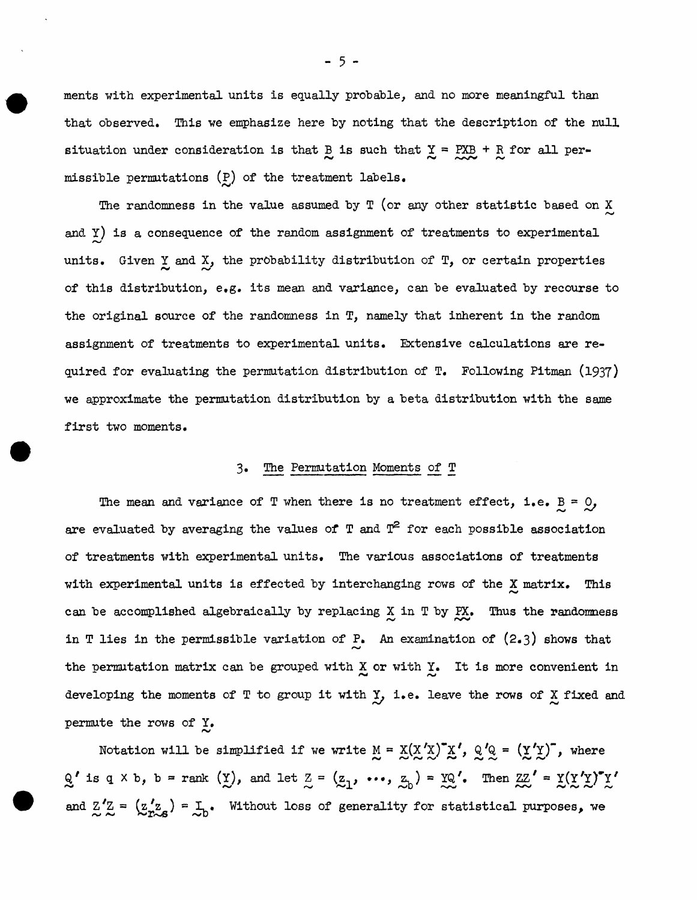ments with experimental units is equally probable, and no more meaningful than that observed. This we emphasize here by noting that the description of the null situation under consideration is that $\underset{\sim}{B}$ is such that $\underset{\sim}{Y} = \underset{\sim}{P}\underset{\sim}{X}\underset{\sim}{B} + \underset{\sim}{R}$ for all permissible permutations $(\underset{\sim}{P})$ of the treatment labels.

The randomness in the value assumed by T (or any other statistic based on $\underset{\sim}{X}$ and $\underset{\sim}{Y}$) is a consequence of the random assignment of treatments to experimental units. Given $\underset{\sim}{Y}$ and $\underset{\sim}{X}$, the probability distribution of T, or certain properties of this distribution, e.g. its mean and variance, can be evaluated by recourse to the original source of the randomness in T, namely that inherent in the random assignment of treatments to experimental units. Extensive calculations are required for evaluating the permutation distribution of T. Following Pitman (1937) we approximate the permutation distribution by a beta distribution with the same first two moments.

## 3. The Permutation Moments of T

The mean and variance of T when there is no treatment effect, i.e. $\underset{\sim}{B} = \underset{\sim}{0}$, are evaluated by averaging the values of T and $T^2$ for each possible association of treatments with experimental units. The various associations of treatments with experimental units is effected by interchanging rows of the $\underset{\sim}{X}$ matrix. This can be accomplished algebraically by replacing $\underset{\sim}{X}$ in T by $\underset{\sim}{P}\underset{\sim}{X}$. Thus the randomness in T lies in the permissible variation of $\underset{\sim}{P}$. An examination of (2.3) shows that the permutation matrix can be grouped with $\underset{\sim}{X}$ or with $\underset{\sim}{Y}$. It is more convenient in developing the moments of T to group it with $\underset{\sim}{Y}$, i.e. leave the rows of $\underset{\sim}{X}$ fixed and permute the rows of $\underset{\sim}{Y}$.

Notation will be simplified if we write $\underset{\sim}{M} = \underset{\sim}{X}(\underset{\sim}{X}'\underset{\sim}{X})^{-}\underset{\sim}{X}'$, $\underset{\sim}{Q}'\underset{\sim}{Q} = (\underset{\sim}{Y}'\underset{\sim}{Y})^{-}$, where $\underset{\sim}{Q}'$ is $q \times b$, $b = \text{rank}\ (\underset{\sim}{Y})$, and let $\underset{\sim}{Z} = (\underset{\sim}{z}_1, \cdots, \underset{\sim}{z}_b) = \underset{\sim}{Y}\underset{\sim}{Q}'$. Then $\underset{\sim}{Z}\underset{\sim}{Z}' = \underset{\sim}{Y}(\underset{\sim}{Y}'\underset{\sim}{Y})^{-}\underset{\sim}{Y}'$ and $\underset{\sim}{Z}'\underset{\sim}{Z} = (\underset{\sim}{z}_r'\underset{\sim}{z}_s) = \underset{\sim}{I}_b$. Without loss of generality for statistical purposes, we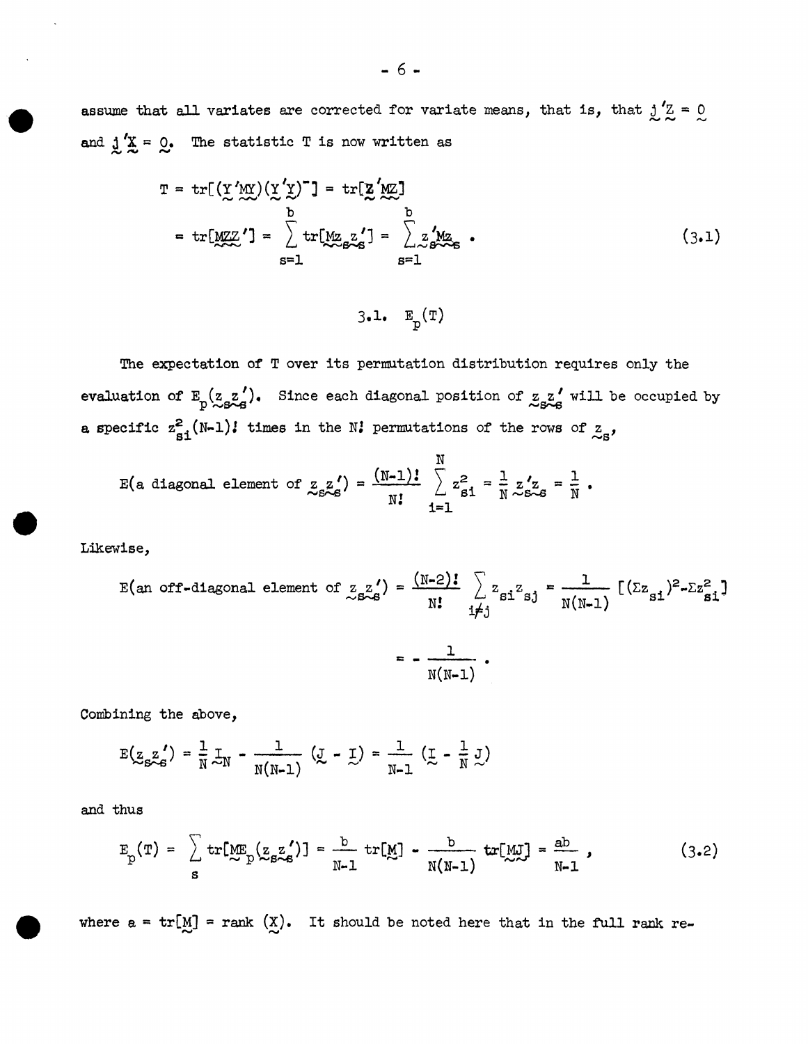assume that all variates are corrected for variate means, that is, that $\underset{\sim}{j}'\underset{\sim}{Z} = \underset{\sim}{0}$ and $\underset{\sim}{j}'\underset{\sim}{X} = \underset{\sim}{0}$. The statistic T is now written as

$$T = \mathrm{tr}[(\underset{\sim}{Y}'\underset{\sim}{M}\underset{\sim}{Y})(\underset{\sim}{Y}'\underset{\sim}{Y})^{-}] = \mathrm{tr}[\underset{\sim}{Z}'\underset{\sim}{M}\underset{\sim}{Z}]$$

$$= \mathrm{tr}[\underset{\sim}{M}\underset{\sim}{Z}\underset{\sim}{Z}'] = \sum_{s=1}^{b} \mathrm{tr}[\underset{\sim}{M}\underset{\sim}{z}_s\underset{\sim}{z}_s'] = \sum_{s=1}^{b} \underset{\sim}{z}_s'\underset{\sim}{M}\underset{\sim}{z}_s \ . \tag{3.1}$$

### 3.1. $E_p(T)$

The expectation of T over its permutation distribution requires only the evaluation of $E_p(\underset{\sim}{z}_s\underset{\sim}{z}_s')$. Since each diagonal position of $\underset{\sim}{z}_s\underset{\sim}{z}_s'$ will be occupied by a specific $z_{si}^2(N-1)!$ times in the $N!$ permutations of the rows of $\underset{\sim}{z}_s$,

$$E(\text{a diagonal element of } \underset{\sim}{z}_s\underset{\sim}{z}_s') = \frac{(N-1)!}{N!} \sum_{i=1}^{N} z_{si}^2 = \frac{1}{N} \underset{\sim}{z}_s'\underset{\sim}{z}_s = \frac{1}{N} \ .$$

Likewise,

$$E(\text{an off-diagonal element of } \underset{\sim}{z}_s\underset{\sim}{z}_s') = \frac{(N-2)!}{N!} \sum_{i \neq j} z_{si}z_{sj} = \frac{1}{N(N-1)} [(\Sigma z_{si})^2 - \Sigma z_{si}^2]$$

$$= -\frac{1}{N(N-1)} \ .$$

Combining the above,

$$E(\underset{\sim}{z}_s\underset{\sim}{z}_s') = \frac{1}{N}\underset{\sim}{I}_N - \frac{1}{N(N-1)} (\underset{\sim}{J} - \underset{\sim}{I}) = \frac{1}{N-1} (\underset{\sim}{I} - \frac{1}{N}\underset{\sim}{J})$$

and thus

$$E_p(T) = \sum_{s} \mathrm{tr}[\underset{\sim}{M}E_p(\underset{\sim}{z}_s\underset{\sim}{z}_s')] = \frac{b}{N-1} \mathrm{tr}[\underset{\sim}{M}] - \frac{b}{N(N-1)} \mathrm{tr}[\underset{\sim}{M}\underset{\sim}{J}] = \frac{ab}{N-1} \ , \tag{3.2}$$

where $a = \mathrm{tr}[\underset{\sim}{M}] = \mathrm{rank}\ (\underset{\sim}{X})$. It should be noted here that in the full rank re-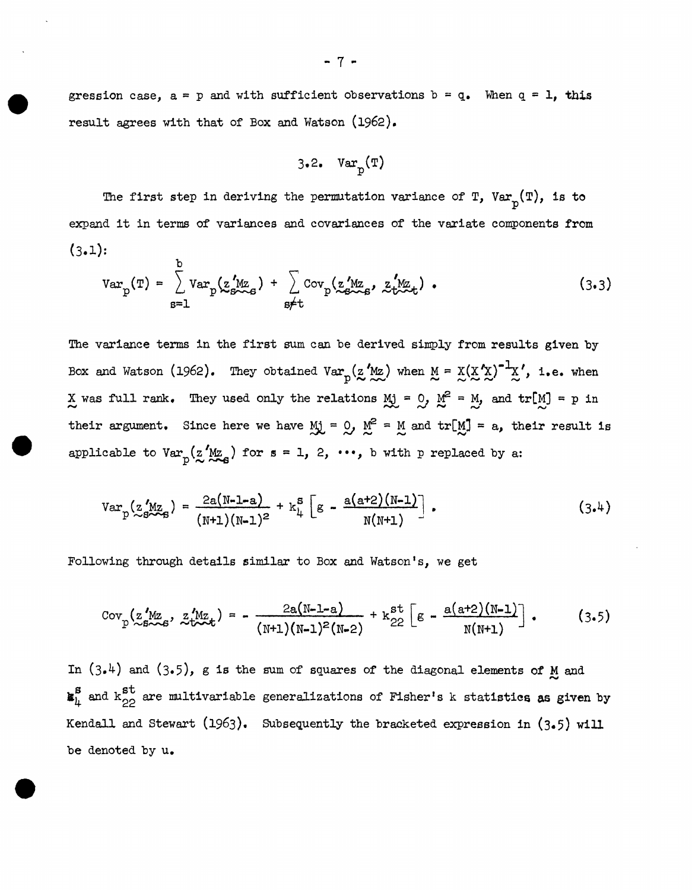gression case, $a = p$ and with sufficient observations $b = q$. When $q = 1$, this result agrees with that of Box and Watson (1962).

## 3.2. $\text{Var}_p(T)$

The first step in deriving the permutation variance of T, $\text{Var}_p(T)$, is to expand it in terms of variances and covariances of the variate components from (3.1):

$$\text{Var}_p(T) = \sum_{s=1}^{b} \text{Var}_p(\underset{\sim}{z}_s' \underset{\sim}{M} \underset{\sim}{z}_s) + \sum_{s \neq t} \text{Cov}_p(\underset{\sim}{z}_s' \underset{\sim}{M} \underset{\sim}{z}_s, \underset{\sim}{z}_t' \underset{\sim}{M} \underset{\sim}{z}_t) \; . \tag{3.3}$$

The variance terms in the first sum can be derived simply from results given by Box and Watson (1962). They obtained $\text{Var}_p(\underset{\sim}{z}'\underset{\sim}{M}\underset{\sim}{z})$ when $\underset{\sim}{M} = \underset{\sim}{X}(\underset{\sim}{X}'\underset{\sim}{X})^{-1}\underset{\sim}{X}'$, i.e. when $\underset{\sim}{X}$ was full rank. They used only the relations $\underset{\sim}{M}\underset{\sim}{j} = \underset{\sim}{0}$, $\underset{\sim}{M}^2 = \underset{\sim}{M}$, and $\text{tr}[\underset{\sim}{M}] = p$ in their argument. Since here we have $\underset{\sim}{M}\underset{\sim}{j} = \underset{\sim}{0}$, $\underset{\sim}{M}^2 = \underset{\sim}{M}$ and $\text{tr}[\underset{\sim}{M}] = a$, their result is applicable to $\text{Var}_p(\underset{\sim}{z}'\underset{\sim}{M}\underset{\sim}{z}_s)$ for $s = 1, 2, \cdots, b$ with p replaced by a:

$$\text{Var}_p(\underset{\sim}{z}_s'\underset{\sim}{M}\underset{\sim}{z}_s) = \frac{2a(N-1-a)}{(N+1)(N-1)^2} + k_4^s \left[ g - \frac{a(a+2)(N-1)}{N(N+1)} \right] . \tag{3.4}$$

Following through details similar to Box and Watson's, we get

$$\text{Cov}_p(\underset{\sim}{z}_s'\underset{\sim}{M}\underset{\sim}{z}_s, \underset{\sim}{z}_t'\underset{\sim}{M}\underset{\sim}{z}_t) = - \frac{2a(N-1-a)}{(N+1)(N-1)^2(N-2)} + k_{22}^{st} \left[ g - \frac{a(a+2)(N-1)}{N(N+1)} \right] . \tag{3.5}$$

In (3.4) and (3.5), g is the sum of squares of the diagonal elements of $\underset{\sim}{M}$ and $k_4^s$ and $k_{22}^{st}$ are multivariable generalizations of Fisher's k statistics as given by Kendall and Stewart (1963). Subsequently the bracketed expression in (3.5) will be denoted by u.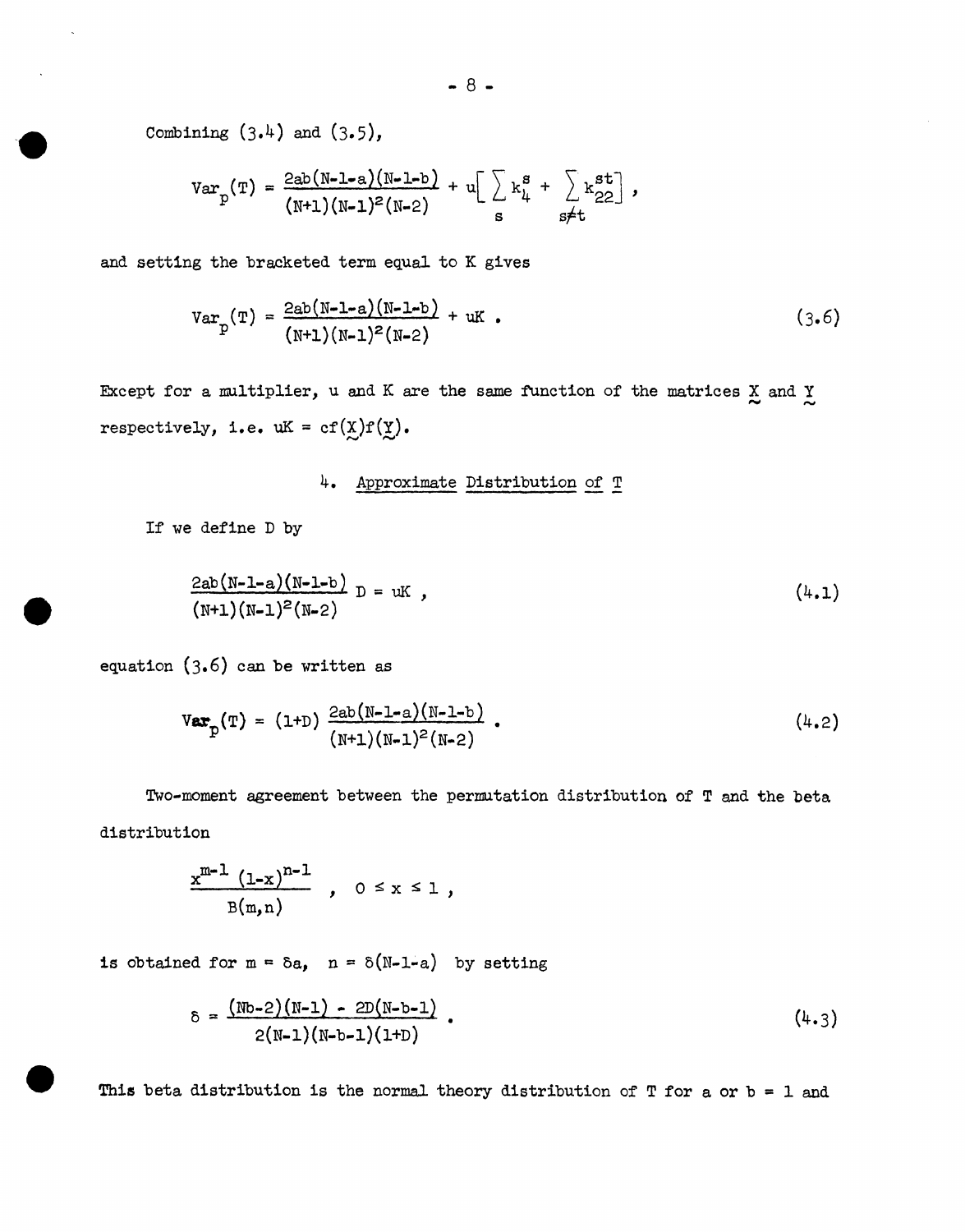Combining (3.4) and (3.5),

$$\text{Var}_p(T) = \frac{2ab(N-1-a)(N-1-b)}{(N+1)(N-1)^2(N-2)} + u\left[\sum_s k_4^s + \sum_{s\neq t} k_{22}^{st}\right],$$

and setting the bracketed term equal to K gives

$$\text{Var}_p(T) = \frac{2ab(N-1-a)(N-1-b)}{(N+1)(N-1)^2(N-2)} + uK \; . \tag{3.6}$$

Except for a multiplier, u and K are the same function of the matrices $\underset{\sim}{X}$ and $\underset{\sim}{Y}$ respectively, i.e. $uK = cf(\underset{\sim}{X})f(\underset{\sim}{Y})$.

## 4. Approximate Distribution of T

If we define D by

$$\frac{2ab(N-1-a)(N-1-b)}{(N+1)(N-1)^2(N-2)}\, D = uK \; , \tag{4.1}$$

equation (3.6) can be written as

$$\text{Var}_p(T) = (1+D)\,\frac{2ab(N-1-a)(N-1-b)}{(N+1)(N-1)^2(N-2)} \; . \tag{4.2}$$

Two-moment agreement between the permutation distribution of T and the beta distribution

$$\frac{x^{m-1}\,(1-x)^{n-1}}{B(m,n)} \; , \quad 0 \le x \le 1 \; ,$$

is obtained for $m = \delta a$, $n = \delta(N-1-a)$ by setting

$$\delta = \frac{(Nb-2)(N-1) - 2D(N-b-1)}{2(N-1)(N-b-1)(1+D)} \; . \tag{4.3}$$

This beta distribution is the normal theory distribution of T for a or b = 1 and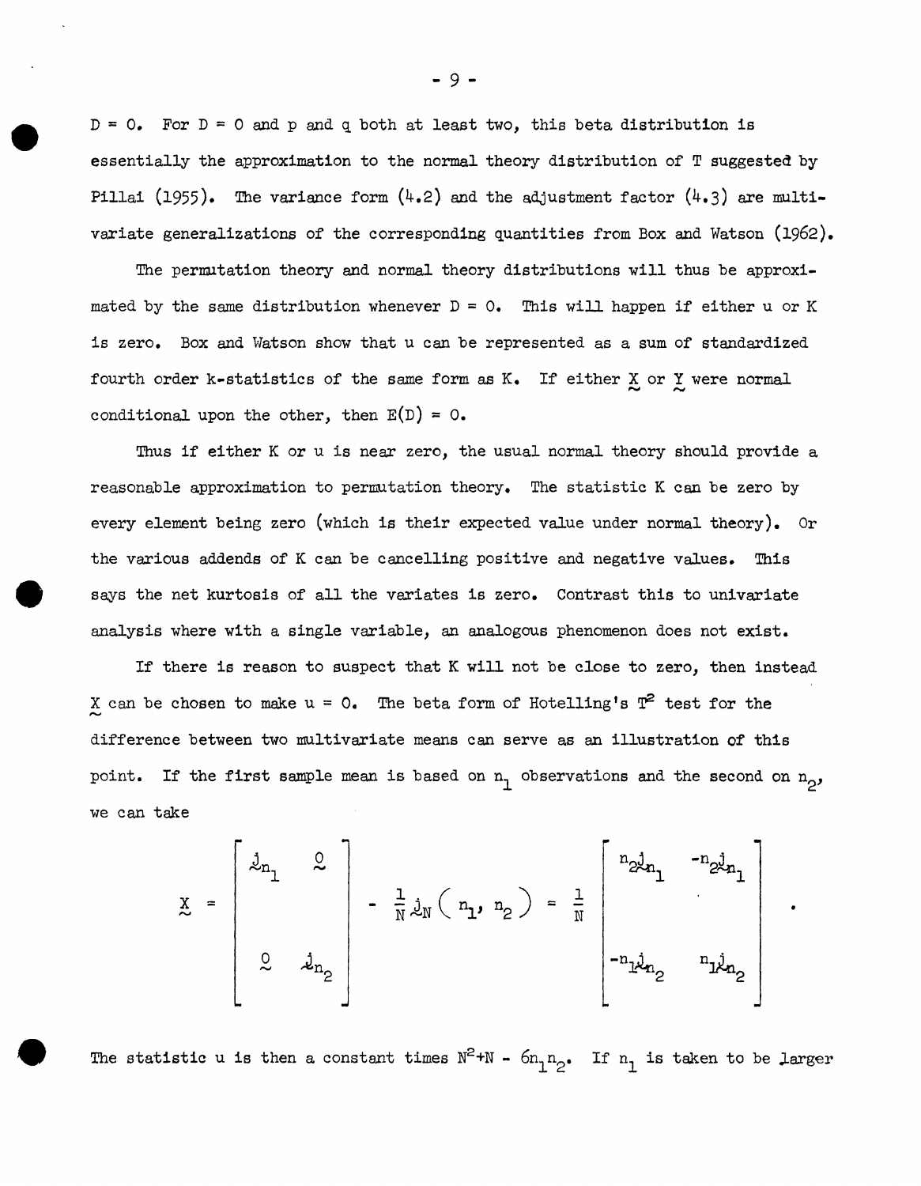$D = 0$. For $D = 0$ and $p$ and $q$ both at least two, this beta distribution is essentially the approximation to the normal theory distribution of $T$ suggested by Pillai (1955). The variance form (4.2) and the adjustment factor (4.3) are multivariate generalizations of the corresponding quantities from Box and Watson (1962).

The permutation theory and normal theory distributions will thus be approximated by the same distribution whenever $D = 0$. This will happen if either $u$ or $K$ is zero. Box and Watson show that $u$ can be represented as a sum of standardized fourth order k-statistics of the same form as $K$. If either $\underset{\sim}{X}$ or $\underset{\sim}{Y}$ were normal conditional upon the other, then $E(D) = 0$.

Thus if either $K$ or $u$ is near zero, the usual normal theory should provide a reasonable approximation to permutation theory. The statistic $K$ can be zero by every element being zero (which is their expected value under normal theory). Or the various addends of $K$ can be cancelling positive and negative values. This says the net kurtosis of all the variates is zero. Contrast this to univariate analysis where with a single variable, an analogous phenomenon does not exist.

If there is reason to suspect that $K$ will not be close to zero, then instead $\underset{\sim}{X}$ can be chosen to make $u = 0$. The beta form of Hotelling's $T^2$ test for the difference between two multivariate means can serve as an illustration of this point. If the first sample mean is based on $n_1$ observations and the second on $n_2$, we can take

$$\underset{\sim}{X} = \begin{bmatrix} \underset{\sim}{j}_{n_1} & \underset{\sim}{0} \\ & \\ \underset{\sim}{0} & \underset{\sim}{j}_{n_2} \end{bmatrix} - \frac{1}{N} \underset{\sim}{j}_N \left( n_1, n_2 \right) = \frac{1}{N} \begin{bmatrix} n_2 \underset{\sim}{j}_{n_1} & -n_2 \underset{\sim}{j}_{n_1} \\ & \\ -n_1 \underset{\sim}{j}_{n_2} & n_1 \underset{\sim}{j}_{n_2} \end{bmatrix} .$$

The statistic $u$ is then a constant times $N^2 + N - 6n_1 n_2$. If $n_1$ is taken to be larger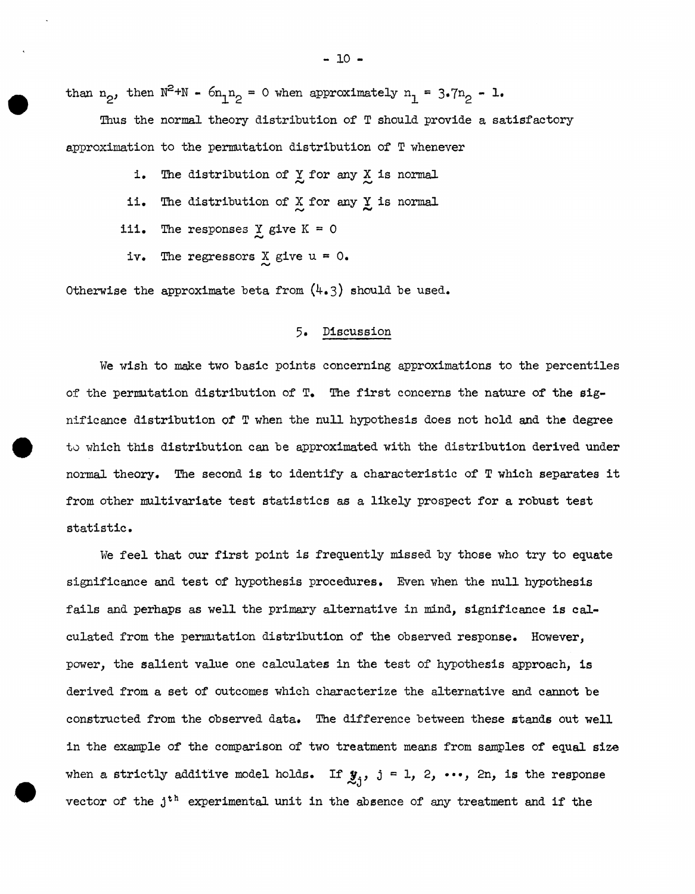than $n_2$, then $N^2+N - 6n_1n_2 = 0$ when approximately $n_1 = 3.7n_2 - 1$.

Thus the normal theory distribution of T should provide a satisfactory approximation to the permutation distribution of T whenever

i. The distribution of $\underset{\sim}{Y}$ for any $\underset{\sim}{X}$ is normal

ii. The distribution of $\underset{\sim}{X}$ for any $\underset{\sim}{Y}$ is normal

iii. The responses $\underset{\sim}{Y}$ give $K = 0$

iv. The regressors $\underset{\sim}{X}$ give $u = 0$.

Otherwise the approximate beta from (4.3) should be used.

## 5. Discussion

We wish to make two basic points concerning approximations to the percentiles of the permutation distribution of T. The first concerns the nature of the significance distribution of T when the null hypothesis does not hold and the degree to which this distribution can be approximated with the distribution derived under normal theory. The second is to identify a characteristic of T which separates it from other multivariate test statistics as a likely prospect for a robust test statistic.

We feel that our first point is frequently missed by those who try to equate significance and test of hypothesis procedures. Even when the null hypothesis fails and perhaps as well the primary alternative in mind, significance is calculated from the permutation distribution of the observed response. However, power, the salient value one calculates in the test of hypothesis approach, is derived from a set of outcomes which characterize the alternative and cannot be constructed from the observed data. The difference between these stands out well in the example of the comparison of two treatment means from samples of equal size when a strictly additive model holds. If $\underset{\sim}{y}_j$, $j = 1, 2, \cdots, 2n$, is the response vector of the $j^{th}$ experimental unit in the absence of any treatment and if the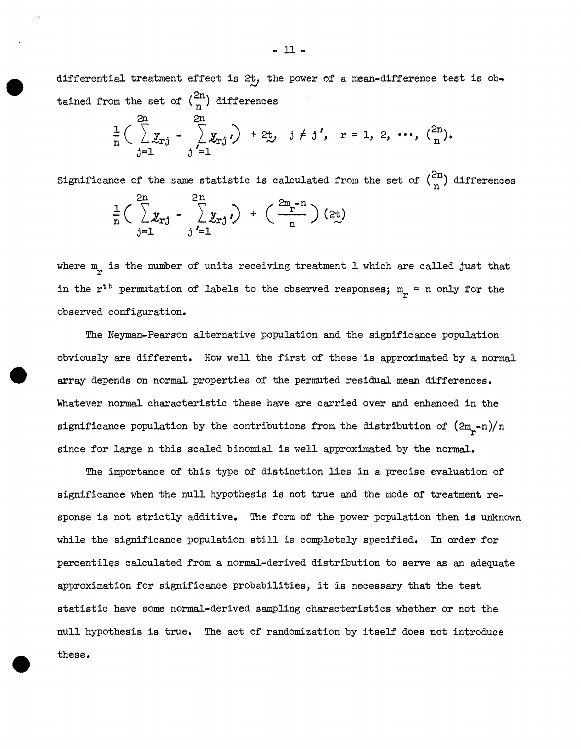differential treatment effect is $2\underset{\sim}{t}$, the power of a mean-difference test is obtained from the set of $\binom{2n}{n}$ differences

$$\frac{1}{n}\Big( \sum_{j=1}^{2n} y_{rj} - \sum_{j'=1}^{2n} y_{rj'} \Big) + 2\underset{\sim}{t}, \quad j \neq j', \quad r = 1, 2, \cdots, \binom{2n}{n}.$$

Significance of the same statistic is calculated from the set of $\binom{2n}{n}$ differences

$$\frac{1}{n}\Big( \sum_{j=1}^{2n} y_{rj} - \sum_{j'=1}^{2n} y_{rj'} \Big) + \Big( \frac{2m_r - n}{n} \Big)(2\underset{\sim}{t})$$

where $m_r$ is the number of units receiving treatment 1 which are called just that in the $r^{th}$ permutation of labels to the observed responses; $m_r = n$ only for the observed configuration.

The Neyman-Pearson alternative population and the significance population obviously are different. How well the first of these is approximated by a normal array depends on normal properties of the permuted residual mean differences. Whatever normal characteristic these have are carried over and enhanced in the significance population by the contributions from the distribution of $(2m_r - n)/n$ since for large n this scaled binomial is well approximated by the normal.

The importance of this type of distinction lies in a precise evaluation of significance when the null hypothesis is not true and the mode of treatment response is not strictly additive. The form of the power population then is unknown while the significance population still is completely specified. In order for percentiles calculated from a normal-derived distribution to serve as an adequate approximation for significance probabilities, it is necessary that the test statistic have some normal-derived sampling characteristics whether or not the null hypothesis is true. The act of randomization by itself does not introduce these.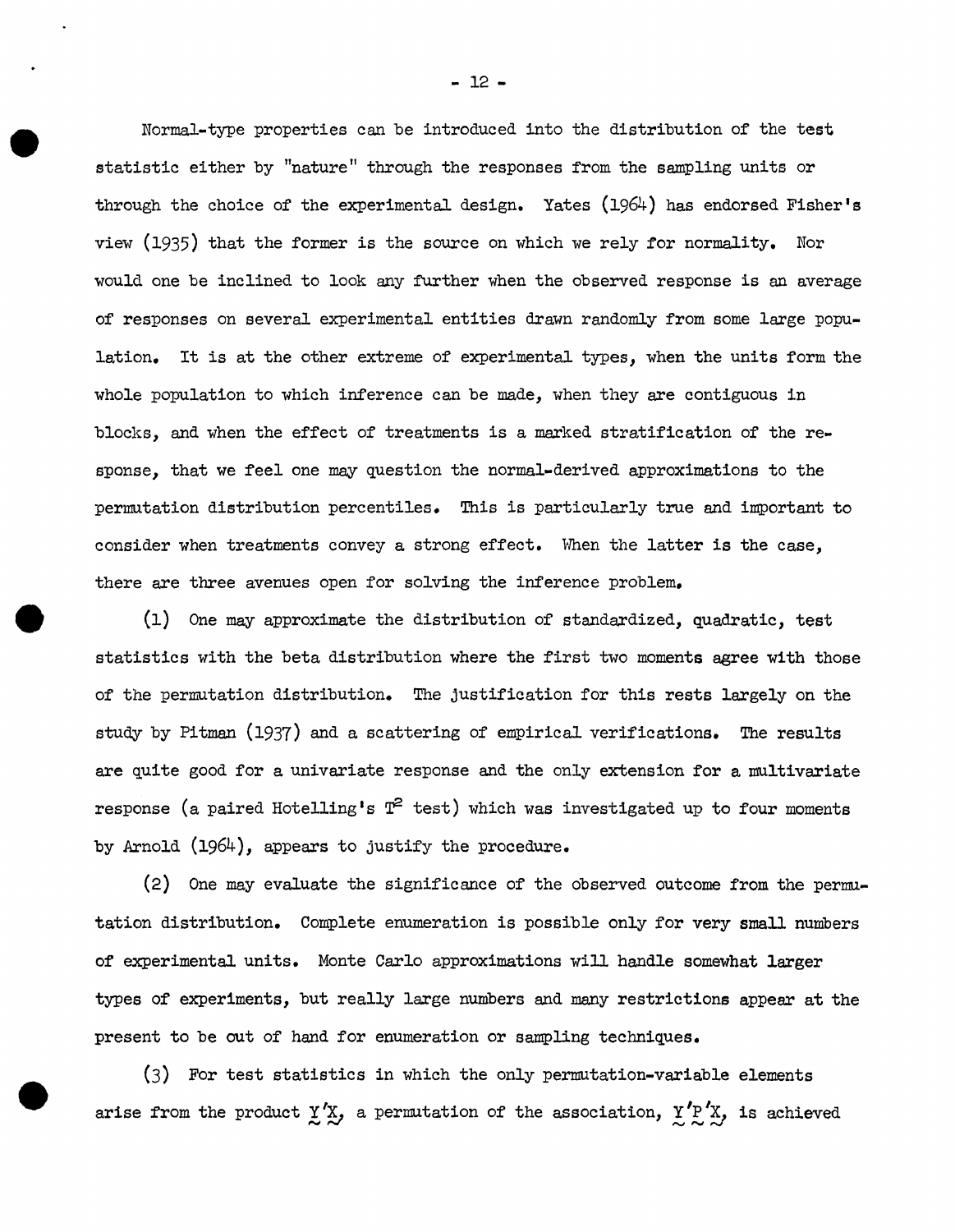Normal-type properties can be introduced into the distribution of the test statistic either by "nature" through the responses from the sampling units or through the choice of the experimental design. Yates (1964) has endorsed Fisher's view (1935) that the former is the source on which we rely for normality. Nor would one be inclined to look any further when the observed response is an average of responses on several experimental entities drawn randomly from some large population. It is at the other extreme of experimental types, when the units form the whole population to which inference can be made, when they are contiguous in blocks, and when the effect of treatments is a marked stratification of the response, that we feel one may question the normal-derived approximations to the permutation distribution percentiles. This is particularly true and important to consider when treatments convey a strong effect. When the latter is the case, there are three avenues open for solving the inference problem.

(1) One may approximate the distribution of standardized, quadratic, test statistics with the beta distribution where the first two moments agree with those of the permutation distribution. The justification for this rests largely on the study by Pitman (1937) and a scattering of empirical verifications. The results are quite good for a univariate response and the only extension for a multivariate response (a paired Hotelling's $T^2$ test) which was investigated up to four moments by Arnold (1964), appears to justify the procedure.

(2) One may evaluate the significance of the observed outcome from the permutation distribution. Complete enumeration is possible only for very small numbers of experimental units. Monte Carlo approximations will handle somewhat larger types of experiments, but really large numbers and many restrictions appear at the present to be out of hand for enumeration or sampling techniques.

(3) For test statistics in which the only permutation-variable elements arise from the product $\underset{\sim}{Y}'\underset{\sim}{X}$, a permutation of the association, $\underset{\sim}{Y}'\underset{\sim}{P}'\underset{\sim}{X}$, is achieved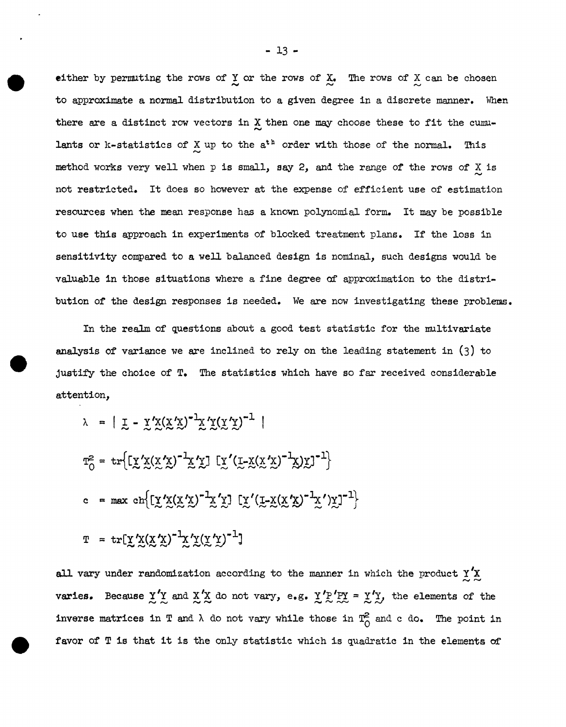either by permuting the rows of $\underset{\sim}{Y}$ or the rows of $\underset{\sim}{X}$. The rows of $\underset{\sim}{X}$ can be chosen to approximate a normal distribution to a given degree in a discrete manner. When there are a distinct row vectors in $\underset{\sim}{X}$ then one may choose these to fit the cumulants or k-statistics of $\underset{\sim}{X}$ up to the $a^{th}$ order with those of the normal. This method works very well when p is small, say 2, and the range of the rows of $\underset{\sim}{X}$ is not restricted. It does so however at the expense of efficient use of estimation resources when the mean response has a known polynomial form. It may be possible to use this approach in experiments of blocked treatment plans. If the loss in sensitivity compared to a well balanced design is nominal, such designs would be valuable in those situations where a fine degree of approximation to the distribution of the design responses is needed. We are now investigating these problems.

In the realm of questions about a good test statistic for the multivariate analysis of variance we are inclined to rely on the leading statement in (3) to justify the choice of T. The statistics which have so far received considerable attention,

$$\lambda = | \underset{\sim}{I} - \underset{\sim}{Y}'\underset{\sim}{X}(\underset{\sim}{X}'\underset{\sim}{X})^{-1}\underset{\sim}{X}'\underset{\sim}{Y}(\underset{\sim}{Y}'\underset{\sim}{Y})^{-1} |$$

$$T_0^2 = \mathrm{tr}\left\{[\underset{\sim}{Y}'\underset{\sim}{X}(\underset{\sim}{X}'\underset{\sim}{X})^{-1}\underset{\sim}{X}'\underset{\sim}{Y}]\ [\underset{\sim}{Y}'(\underset{\sim}{I}-\underset{\sim}{X}(\underset{\sim}{X}'\underset{\sim}{X})^{-1}\underset{\sim}{X})\underset{\sim}{Y}]^{-1}\right\}$$

$$c = \max \mathrm{ch}\left\{[\underset{\sim}{Y}'\underset{\sim}{X}(\underset{\sim}{X}'\underset{\sim}{X})^{-1}\underset{\sim}{X}'\underset{\sim}{Y}]\ [\underset{\sim}{Y}'(\underset{\sim}{I}-\underset{\sim}{X}(\underset{\sim}{X}'\underset{\sim}{X})^{-1}\underset{\sim}{X}')\underset{\sim}{Y}]^{-1}\right\}$$

$$T = \mathrm{tr}[\underset{\sim}{Y}'\underset{\sim}{X}(\underset{\sim}{X}'\underset{\sim}{X})^{-1}\underset{\sim}{X}'\underset{\sim}{Y}(\underset{\sim}{Y}'\underset{\sim}{Y})^{-1}]$$

all vary under randomization according to the manner in which the product $\underset{\sim}{Y}'\underset{\sim}{X}$ varies. Because $\underset{\sim}{Y}'\underset{\sim}{Y}$ and $\underset{\sim}{X}'\underset{\sim}{X}$ do not vary, e.g. $\underset{\sim}{Y}'\underset{\sim}{P}'\underset{\sim}{P}\underset{\sim}{Y} = \underset{\sim}{Y}'\underset{\sim}{Y}$, the elements of the inverse matrices in T and $\lambda$ do not vary while those in $T_0^2$ and c do. The point in favor of T is that it is the only statistic which is quadratic in the elements of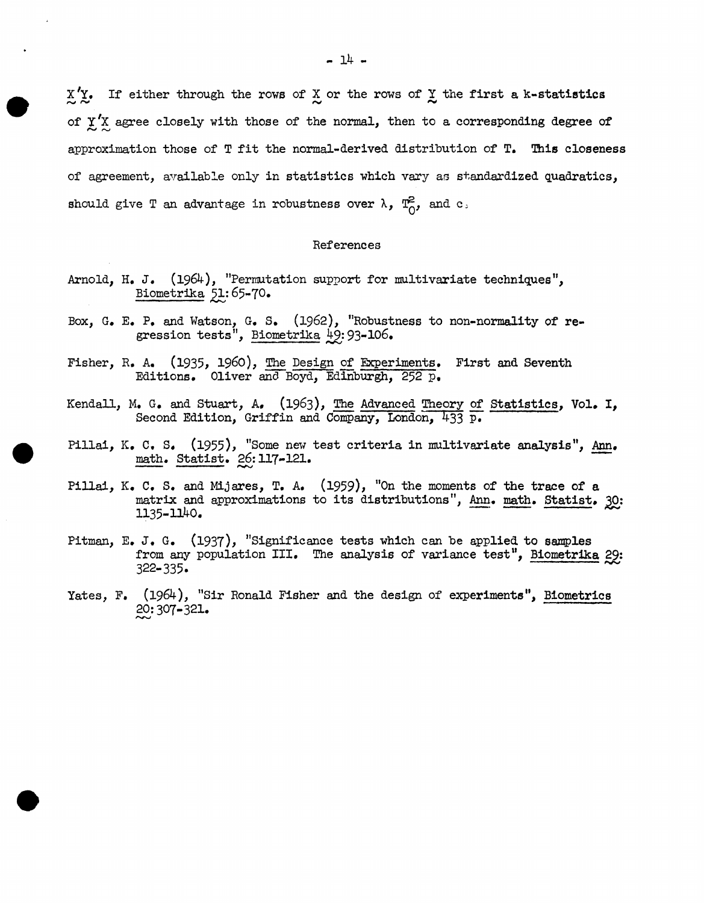$\underset{\sim}{X}'\underset{\sim}{Y}$. If either through the rows of $\underset{\sim}{X}$ or the rows of $\underset{\sim}{Y}$ the first a k-statistics of $\underset{\sim}{Y}'\underset{\sim}{X}$ agree closely with those of the normal, then to a corresponding degree of approximation those of T fit the normal-derived distribution of T. This closeness of agreement, available only in statistics which vary as standardized quadratics, should give T an advantage in robustness over $\lambda$, $T_0^2$, and c.

## References

Arnold, H. J. (1964), "Permutation support for multivariate techniques", Biometrika 51: 65-70.

Box, G. E. P. and Watson, G. S. (1962), "Robustness to non-normality of regression tests", Biometrika 49: 93-106.

Fisher, R. A. (1935, 1960), The Design of Experiments. First and Seventh Editions. Oliver and Boyd, Edinburgh, 252 p.

Kendall, M. G. and Stuart, A. (1963), The Advanced Theory of Statistics, Vol. I, Second Edition, Griffin and Company, London, 433 p.

Pillai, K. C. S. (1955), "Some new test criteria in multivariate analysis", Ann. math. Statist. 26: 117-121.

Pillai, K. C. S. and Mijares, T. A. (1959), "On the moments of the trace of a matrix and approximations to its distributions", Ann. math. Statist. 30: 1135-1140.

Pitman, E. J. G. (1937), "Significance tests which can be applied to samples from any population III. The analysis of variance test", Biometrika 29: 322-335.

Yates, F. (1964), "Sir Ronald Fisher and the design of experiments", Biometrics 20: 307-321.